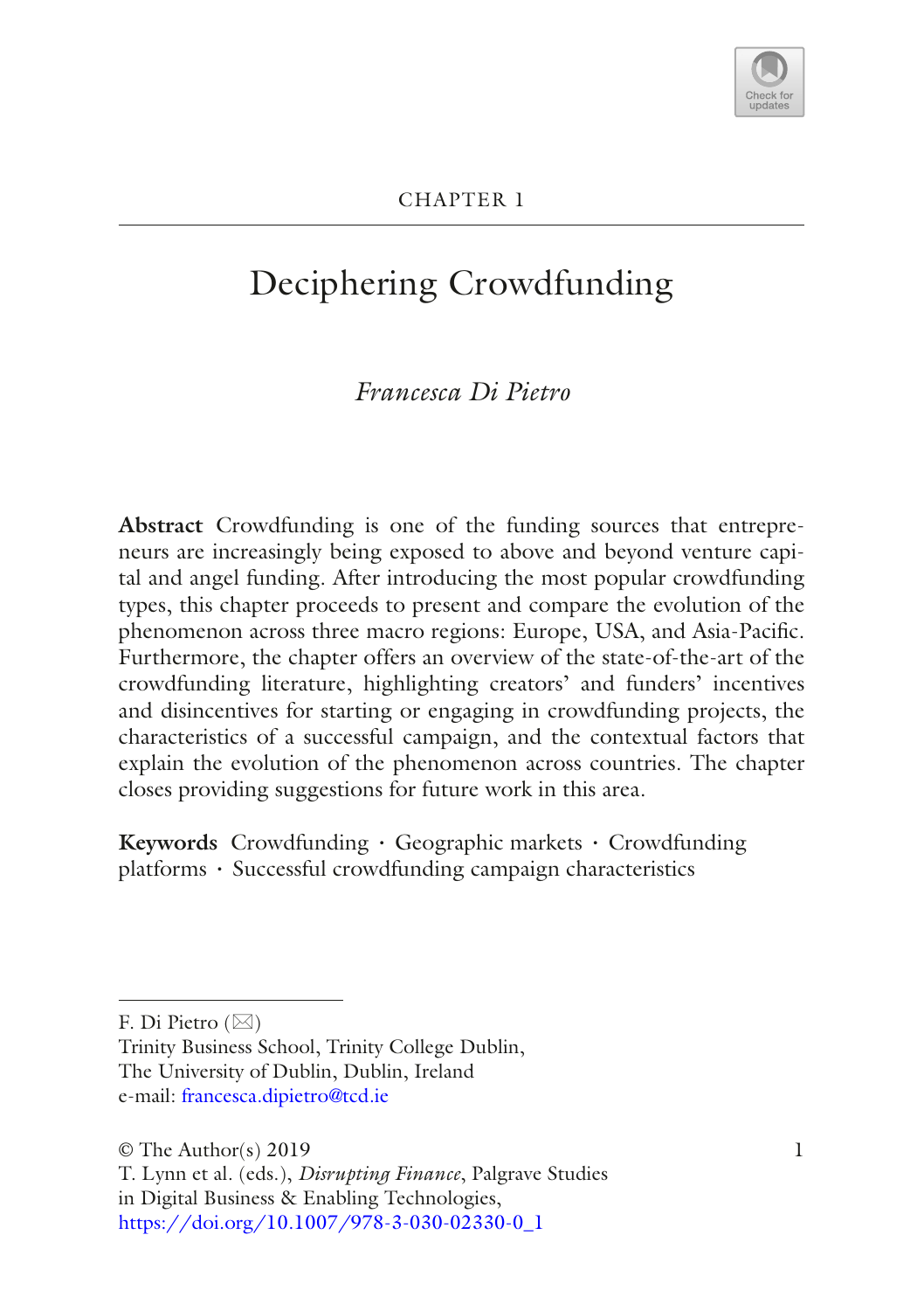CHAPTER 1

# Deciphering Crowdfunding

*Francesca Di Pietro*

**Abstract** Crowdfunding is one of the funding sources that entrepreneurs are increasingly being exposed to above and beyond venture capital and angel funding. After introducing the most popular crowdfunding types, this chapter proceeds to present and compare the evolution of the phenomenon across three macro regions: Europe, USA, and Asia-Pacific. Furthermore, the chapter offers an overview of the state-of-the-art of the crowdfunding literature, highlighting creators' and funders' incentives and disincentives for starting or engaging in crowdfunding projects, the characteristics of a successful campaign, and the contextual factors that explain the evolution of the phenomenon across countries. The chapter closes providing suggestions for future work in this area.

**Keywords** Crowdfunding · Geographic markets · Crowdfunding platforms · Successful crowdfunding campaign characteristics

---

F. Di Pietro (✉)
Trinity Business School, Trinity College Dublin,
The University of Dublin, Dublin, Ireland
e-mail: francesca.dipietro@tcd.ie

© The Author(s) 2019
T. Lynn et al. (eds.), *Disrupting Finance*, Palgrave Studies in Digital Business & Enabling Technologies,
https://doi.org/10.1007/978-3-030-02330-0_1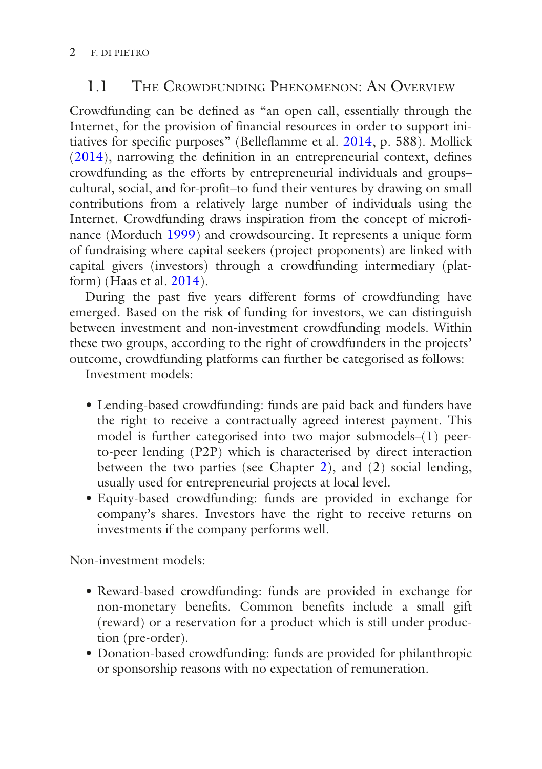## 1.1 The Crowdfunding Phenomenon: An Overview

Crowdfunding can be defined as "an open call, essentially through the Internet, for the provision of financial resources in order to support initiatives for specific purposes" (Belleflamme et al. 2014, p. 588). Mollick (2014), narrowing the definition in an entrepreneurial context, defines crowdfunding as the efforts by entrepreneurial individuals and groups–cultural, social, and for-profit–to fund their ventures by drawing on small contributions from a relatively large number of individuals using the Internet. Crowdfunding draws inspiration from the concept of microfinance (Morduch 1999) and crowdsourcing. It represents a unique form of fundraising where capital seekers (project proponents) are linked with capital givers (investors) through a crowdfunding intermediary (platform) (Haas et al. 2014).

During the past five years different forms of crowdfunding have emerged. Based on the risk of funding for investors, we can distinguish between investment and non-investment crowdfunding models. Within these two groups, according to the right of crowdfunders in the projects' outcome, crowdfunding platforms can further be categorised as follows:

Investment models:

- Lending-based crowdfunding: funds are paid back and funders have the right to receive a contractually agreed interest payment. This model is further categorised into two major submodels–(1) peer-to-peer lending (P2P) which is characterised by direct interaction between the two parties (see Chapter 2), and (2) social lending, usually used for entrepreneurial projects at local level.
- Equity-based crowdfunding: funds are provided in exchange for company's shares. Investors have the right to receive returns on investments if the company performs well.

Non-investment models:

- Reward-based crowdfunding: funds are provided in exchange for non-monetary benefits. Common benefits include a small gift (reward) or a reservation for a product which is still under production (pre-order).
- Donation-based crowdfunding: funds are provided for philanthropic or sponsorship reasons with no expectation of remuneration.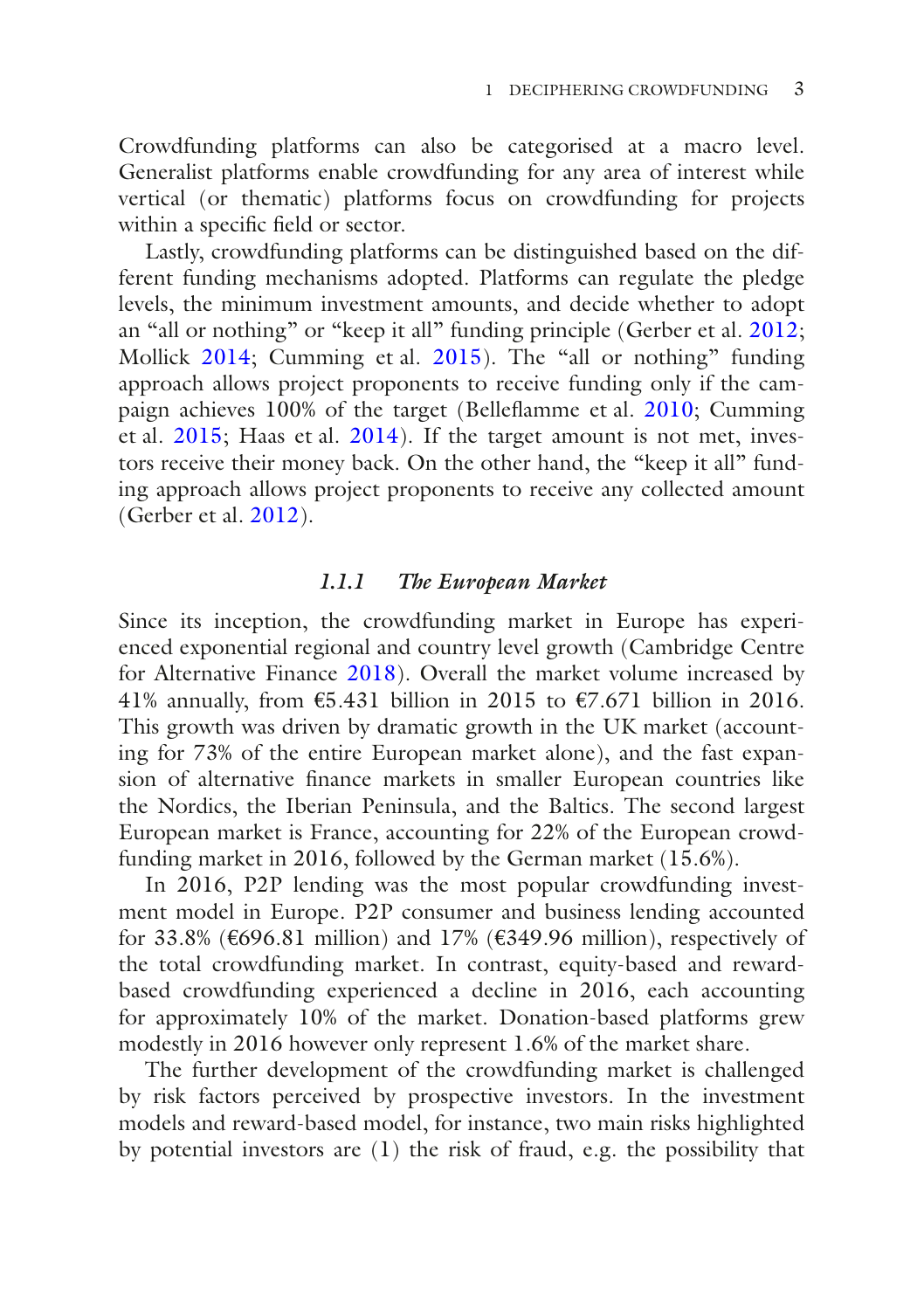Crowdfunding platforms can also be categorised at a macro level. Generalist platforms enable crowdfunding for any area of interest while vertical (or thematic) platforms focus on crowdfunding for projects within a specific field or sector.

Lastly, crowdfunding platforms can be distinguished based on the different funding mechanisms adopted. Platforms can regulate the pledge levels, the minimum investment amounts, and decide whether to adopt an "all or nothing" or "keep it all" funding principle (Gerber et al. 2012; Mollick 2014; Cumming et al. 2015). The "all or nothing" funding approach allows project proponents to receive funding only if the campaign achieves 100% of the target (Belleflamme et al. 2010; Cumming et al. 2015; Haas et al. 2014). If the target amount is not met, investors receive their money back. On the other hand, the "keep it all" funding approach allows project proponents to receive any collected amount (Gerber et al. 2012).

### *1.1.1 The European Market*

Since its inception, the crowdfunding market in Europe has experienced exponential regional and country level growth (Cambridge Centre for Alternative Finance 2018). Overall the market volume increased by 41% annually, from €5.431 billion in 2015 to €7.671 billion in 2016. This growth was driven by dramatic growth in the UK market (accounting for 73% of the entire European market alone), and the fast expansion of alternative finance markets in smaller European countries like the Nordics, the Iberian Peninsula, and the Baltics. The second largest European market is France, accounting for 22% of the European crowdfunding market in 2016, followed by the German market (15.6%).

In 2016, P2P lending was the most popular crowdfunding investment model in Europe. P2P consumer and business lending accounted for 33.8% (€696.81 million) and 17% (€349.96 million), respectively of the total crowdfunding market. In contrast, equity-based and reward-based crowdfunding experienced a decline in 2016, each accounting for approximately 10% of the market. Donation-based platforms grew modestly in 2016 however only represent 1.6% of the market share.

The further development of the crowdfunding market is challenged by risk factors perceived by prospective investors. In the investment models and reward-based model, for instance, two main risks highlighted by potential investors are (1) the risk of fraud, e.g. the possibility that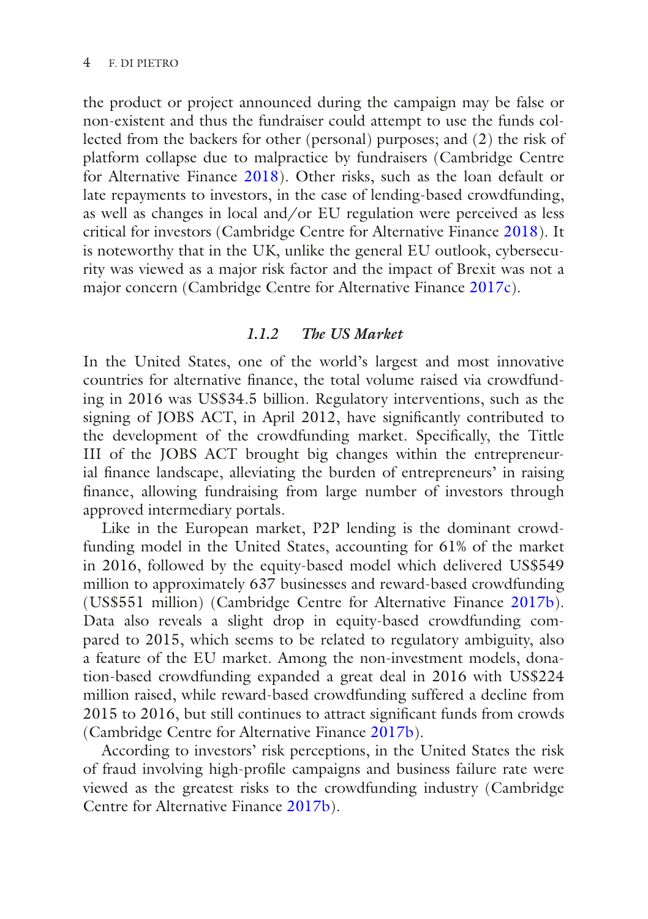the product or project announced during the campaign may be false or non-existent and thus the fundraiser could attempt to use the funds collected from the backers for other (personal) purposes; and (2) the risk of platform collapse due to malpractice by fundraisers (Cambridge Centre for Alternative Finance 2018). Other risks, such as the loan default or late repayments to investors, in the case of lending-based crowdfunding, as well as changes in local and/or EU regulation were perceived as less critical for investors (Cambridge Centre for Alternative Finance 2018). It is noteworthy that in the UK, unlike the general EU outlook, cybersecurity was viewed as a major risk factor and the impact of Brexit was not a major concern (Cambridge Centre for Alternative Finance 2017c).

### *1.1.2 The US Market*

In the United States, one of the world's largest and most innovative countries for alternative finance, the total volume raised via crowdfunding in 2016 was US$34.5 billion. Regulatory interventions, such as the signing of JOBS ACT, in April 2012, have significantly contributed to the development of the crowdfunding market. Specifically, the Tittle III of the JOBS ACT brought big changes within the entrepreneurial finance landscape, alleviating the burden of entrepreneurs' in raising finance, allowing fundraising from large number of investors through approved intermediary portals.

Like in the European market, P2P lending is the dominant crowdfunding model in the United States, accounting for 61% of the market in 2016, followed by the equity-based model which delivered US$549 million to approximately 637 businesses and reward-based crowdfunding (US$551 million) (Cambridge Centre for Alternative Finance 2017b). Data also reveals a slight drop in equity-based crowdfunding compared to 2015, which seems to be related to regulatory ambiguity, also a feature of the EU market. Among the non-investment models, donation-based crowdfunding expanded a great deal in 2016 with US$224 million raised, while reward-based crowdfunding suffered a decline from 2015 to 2016, but still continues to attract significant funds from crowds (Cambridge Centre for Alternative Finance 2017b).

According to investors' risk perceptions, in the United States the risk of fraud involving high-profile campaigns and business failure rate were viewed as the greatest risks to the crowdfunding industry (Cambridge Centre for Alternative Finance 2017b).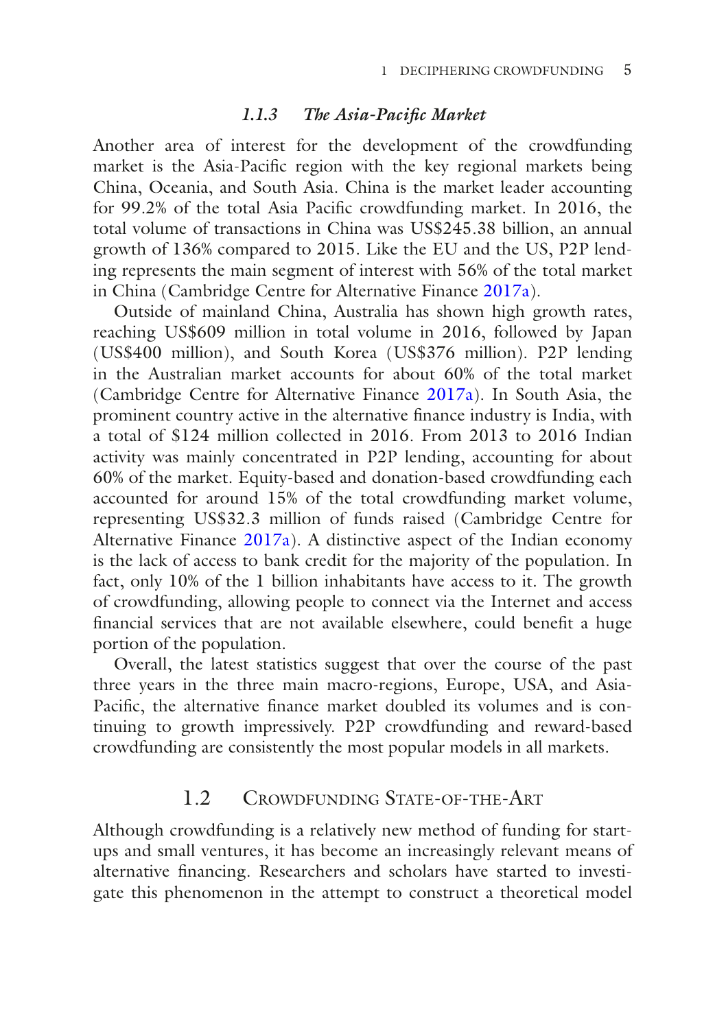### *1.1.3 The Asia-Pacific Market*

Another area of interest for the development of the crowdfunding market is the Asia-Pacific region with the key regional markets being China, Oceania, and South Asia. China is the market leader accounting for 99.2% of the total Asia Pacific crowdfunding market. In 2016, the total volume of transactions in China was US$245.38 billion, an annual growth of 136% compared to 2015. Like the EU and the US, P2P lending represents the main segment of interest with 56% of the total market in China (Cambridge Centre for Alternative Finance 2017a).

Outside of mainland China, Australia has shown high growth rates, reaching US$609 million in total volume in 2016, followed by Japan (US$400 million), and South Korea (US$376 million). P2P lending in the Australian market accounts for about 60% of the total market (Cambridge Centre for Alternative Finance 2017a). In South Asia, the prominent country active in the alternative finance industry is India, with a total of $124 million collected in 2016. From 2013 to 2016 Indian activity was mainly concentrated in P2P lending, accounting for about 60% of the market. Equity-based and donation-based crowdfunding each accounted for around 15% of the total crowdfunding market volume, representing US$32.3 million of funds raised (Cambridge Centre for Alternative Finance 2017a). A distinctive aspect of the Indian economy is the lack of access to bank credit for the majority of the population. In fact, only 10% of the 1 billion inhabitants have access to it. The growth of crowdfunding, allowing people to connect via the Internet and access financial services that are not available elsewhere, could benefit a huge portion of the population.

Overall, the latest statistics suggest that over the course of the past three years in the three main macro-regions, Europe, USA, and Asia-Pacific, the alternative finance market doubled its volumes and is continuing to growth impressively. P2P crowdfunding and reward-based crowdfunding are consistently the most popular models in all markets.

## 1.2 Crowdfunding State-of-the-Art

Although crowdfunding is a relatively new method of funding for start-ups and small ventures, it has become an increasingly relevant means of alternative financing. Researchers and scholars have started to investigate this phenomenon in the attempt to construct a theoretical model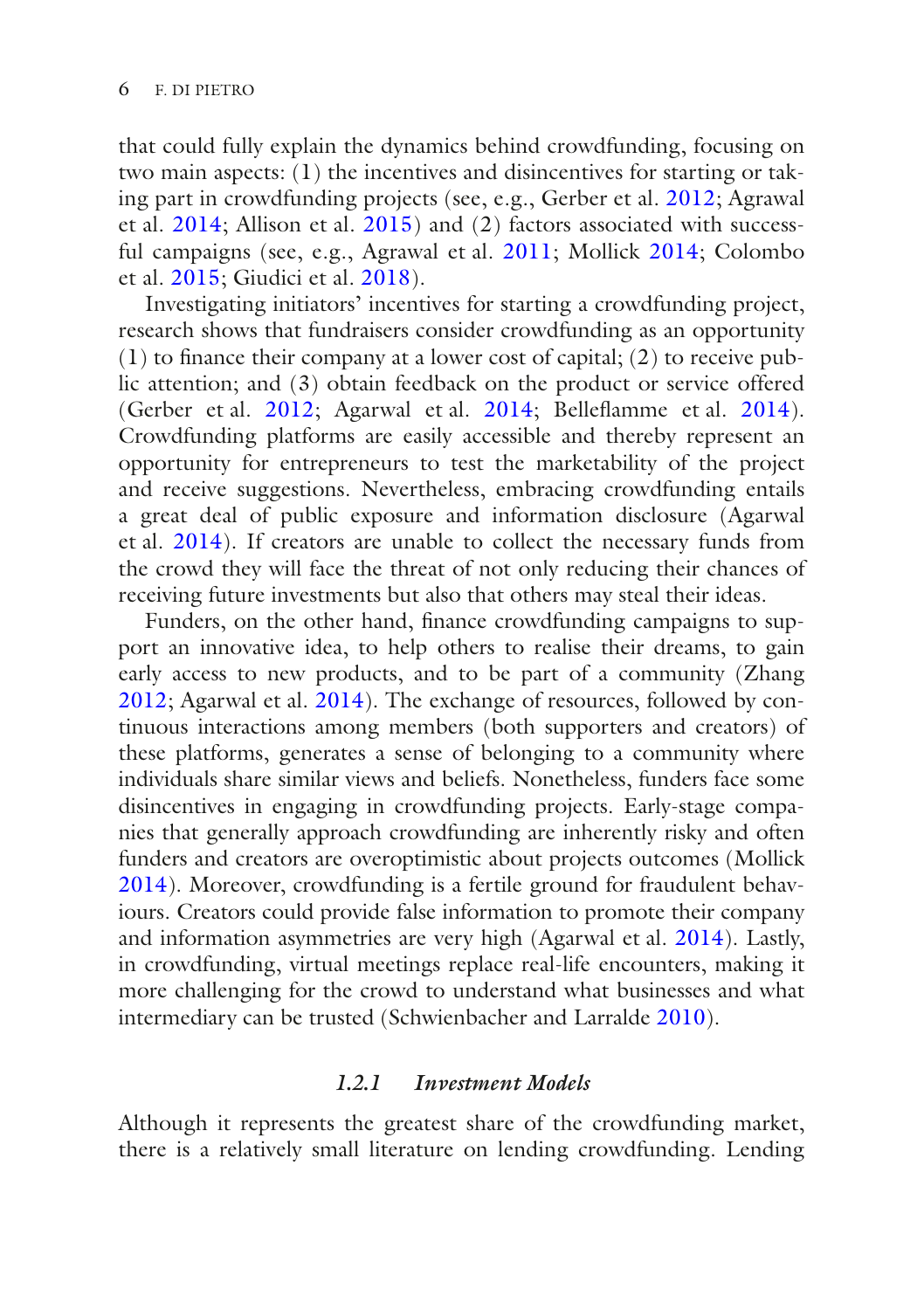that could fully explain the dynamics behind crowdfunding, focusing on two main aspects: (1) the incentives and disincentives for starting or taking part in crowdfunding projects (see, e.g., Gerber et al. 2012; Agrawal et al. 2014; Allison et al. 2015) and (2) factors associated with successful campaigns (see, e.g., Agrawal et al. 2011; Mollick 2014; Colombo et al. 2015; Giudici et al. 2018).

Investigating initiators' incentives for starting a crowdfunding project, research shows that fundraisers consider crowdfunding as an opportunity (1) to finance their company at a lower cost of capital; (2) to receive public attention; and (3) obtain feedback on the product or service offered (Gerber et al. 2012; Agarwal et al. 2014; Belleflamme et al. 2014). Crowdfunding platforms are easily accessible and thereby represent an opportunity for entrepreneurs to test the marketability of the project and receive suggestions. Nevertheless, embracing crowdfunding entails a great deal of public exposure and information disclosure (Agarwal et al. 2014). If creators are unable to collect the necessary funds from the crowd they will face the threat of not only reducing their chances of receiving future investments but also that others may steal their ideas.

Funders, on the other hand, finance crowdfunding campaigns to support an innovative idea, to help others to realise their dreams, to gain early access to new products, and to be part of a community (Zhang 2012; Agarwal et al. 2014). The exchange of resources, followed by continuous interactions among members (both supporters and creators) of these platforms, generates a sense of belonging to a community where individuals share similar views and beliefs. Nonetheless, funders face some disincentives in engaging in crowdfunding projects. Early-stage companies that generally approach crowdfunding are inherently risky and often funders and creators are overoptimistic about projects outcomes (Mollick 2014). Moreover, crowdfunding is a fertile ground for fraudulent behaviours. Creators could provide false information to promote their company and information asymmetries are very high (Agarwal et al. 2014). Lastly, in crowdfunding, virtual meetings replace real-life encounters, making it more challenging for the crowd to understand what businesses and what intermediary can be trusted (Schwienbacher and Larralde 2010).

### *1.2.1 Investment Models*

Although it represents the greatest share of the crowdfunding market, there is a relatively small literature on lending crowdfunding. Lending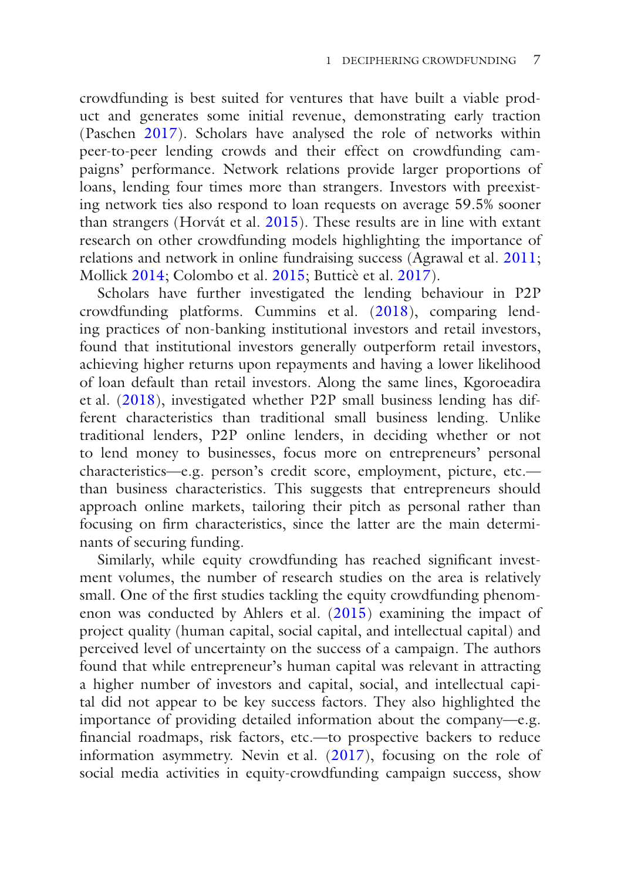crowdfunding is best suited for ventures that have built a viable product and generates some initial revenue, demonstrating early traction (Paschen 2017). Scholars have analysed the role of networks within peer-to-peer lending crowds and their effect on crowdfunding campaigns' performance. Network relations provide larger proportions of loans, lending four times more than strangers. Investors with preexisting network ties also respond to loan requests on average 59.5% sooner than strangers (Horvát et al. 2015). These results are in line with extant research on other crowdfunding models highlighting the importance of relations and network in online fundraising success (Agrawal et al. 2011; Mollick 2014; Colombo et al. 2015; Butticè et al. 2017).

Scholars have further investigated the lending behaviour in P2P crowdfunding platforms. Cummins et al. (2018), comparing lending practices of non-banking institutional investors and retail investors, found that institutional investors generally outperform retail investors, achieving higher returns upon repayments and having a lower likelihood of loan default than retail investors. Along the same lines, Kgoroeadira et al. (2018), investigated whether P2P small business lending has different characteristics than traditional small business lending. Unlike traditional lenders, P2P online lenders, in deciding whether or not to lend money to businesses, focus more on entrepreneurs' personal characteristics—e.g. person's credit score, employment, picture, etc.—than business characteristics. This suggests that entrepreneurs should approach online markets, tailoring their pitch as personal rather than focusing on firm characteristics, since the latter are the main determinants of securing funding.

Similarly, while equity crowdfunding has reached significant investment volumes, the number of research studies on the area is relatively small. One of the first studies tackling the equity crowdfunding phenomenon was conducted by Ahlers et al. (2015) examining the impact of project quality (human capital, social capital, and intellectual capital) and perceived level of uncertainty on the success of a campaign. The authors found that while entrepreneur's human capital was relevant in attracting a higher number of investors and capital, social, and intellectual capital did not appear to be key success factors. They also highlighted the importance of providing detailed information about the company—e.g. financial roadmaps, risk factors, etc.—to prospective backers to reduce information asymmetry. Nevin et al. (2017), focusing on the role of social media activities in equity-crowdfunding campaign success, show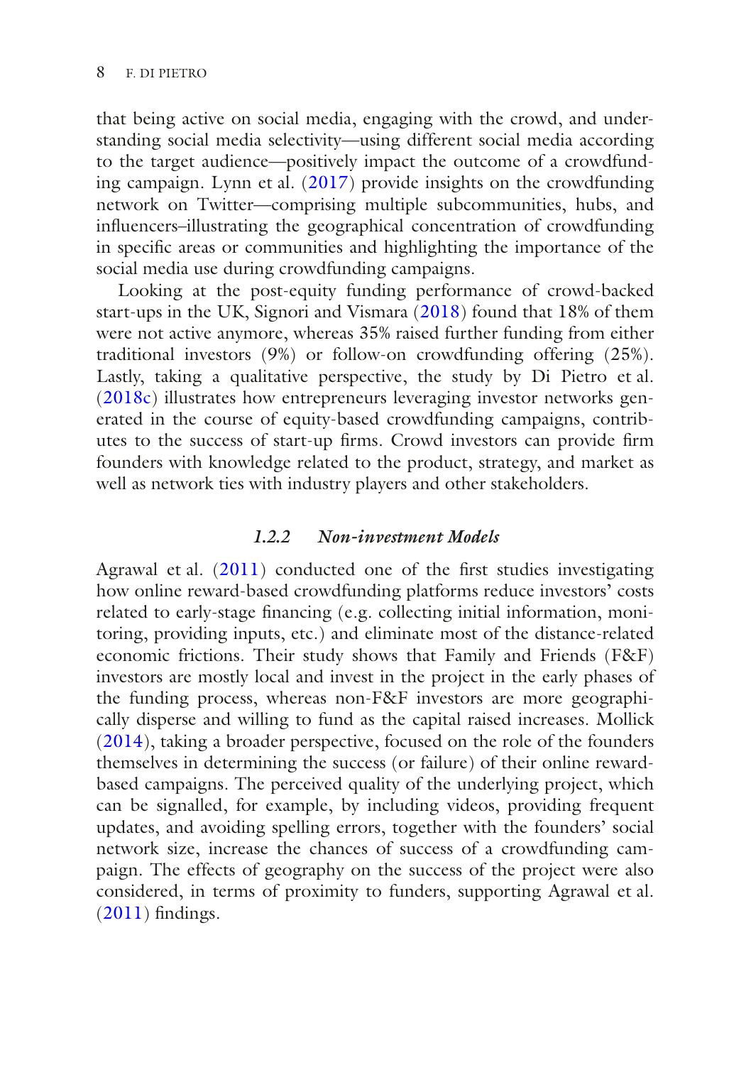that being active on social media, engaging with the crowd, and understanding social media selectivity—using different social media according to the target audience—positively impact the outcome of a crowdfunding campaign. Lynn et al. (2017) provide insights on the crowdfunding network on Twitter—comprising multiple subcommunities, hubs, and influencers–illustrating the geographical concentration of crowdfunding in specific areas or communities and highlighting the importance of the social media use during crowdfunding campaigns.

Looking at the post-equity funding performance of crowd-backed start-ups in the UK, Signori and Vismara (2018) found that 18% of them were not active anymore, whereas 35% raised further funding from either traditional investors (9%) or follow-on crowdfunding offering (25%). Lastly, taking a qualitative perspective, the study by Di Pietro et al. (2018c) illustrates how entrepreneurs leveraging investor networks generated in the course of equity-based crowdfunding campaigns, contributes to the success of start-up firms. Crowd investors can provide firm founders with knowledge related to the product, strategy, and market as well as network ties with industry players and other stakeholders.

### *1.2.2 Non-investment Models*

Agrawal et al. (2011) conducted one of the first studies investigating how online reward-based crowdfunding platforms reduce investors' costs related to early-stage financing (e.g. collecting initial information, monitoring, providing inputs, etc.) and eliminate most of the distance-related economic frictions. Their study shows that Family and Friends (F&F) investors are mostly local and invest in the project in the early phases of the funding process, whereas non-F&F investors are more geographically disperse and willing to fund as the capital raised increases. Mollick (2014), taking a broader perspective, focused on the role of the founders themselves in determining the success (or failure) of their online reward-based campaigns. The perceived quality of the underlying project, which can be signalled, for example, by including videos, providing frequent updates, and avoiding spelling errors, together with the founders' social network size, increase the chances of success of a crowdfunding campaign. The effects of geography on the success of the project were also considered, in terms of proximity to funders, supporting Agrawal et al. (2011) findings.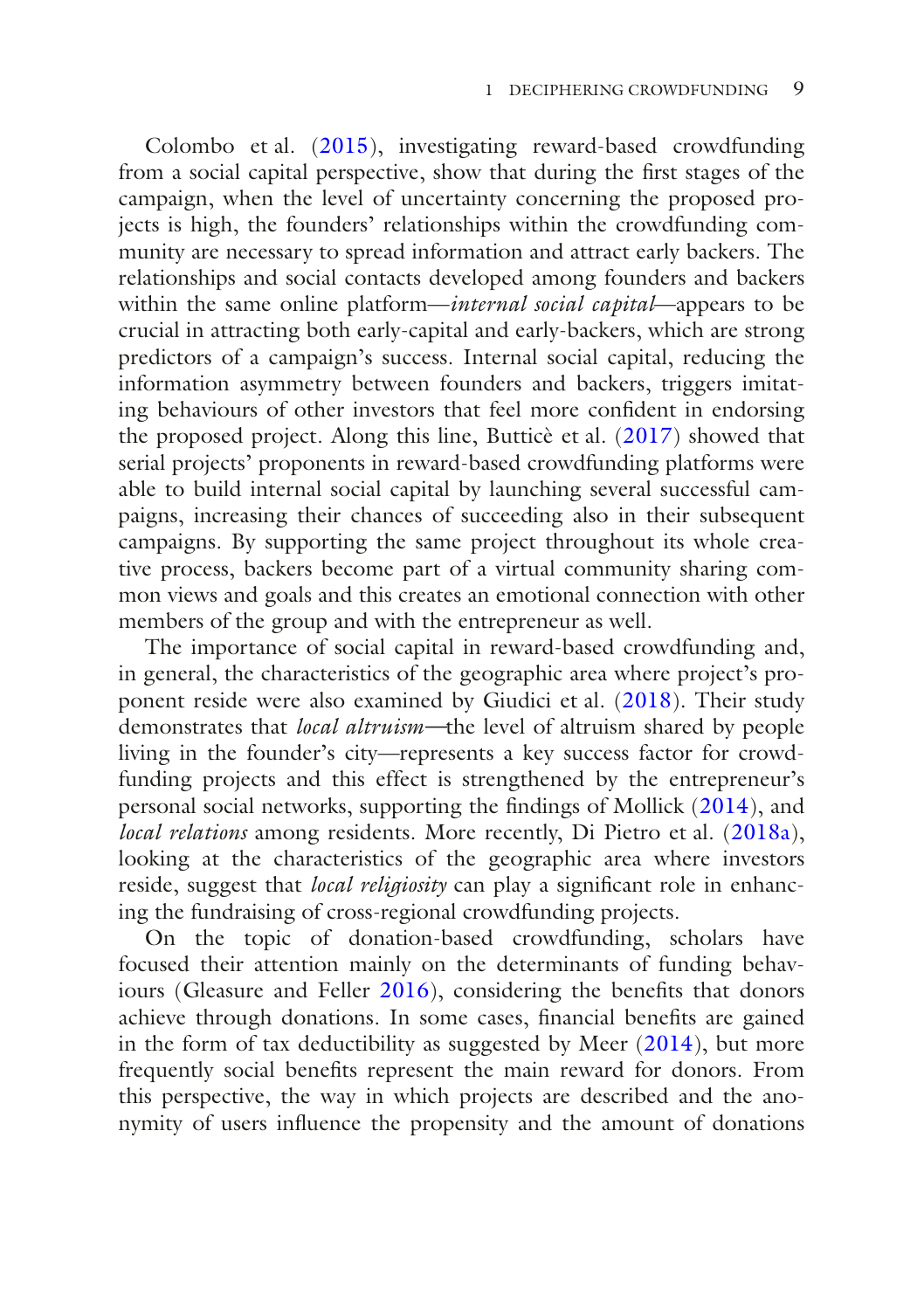Colombo et al. (2015), investigating reward-based crowdfunding from a social capital perspective, show that during the first stages of the campaign, when the level of uncertainty concerning the proposed projects is high, the founders' relationships within the crowdfunding community are necessary to spread information and attract early backers. The relationships and social contacts developed among founders and backers within the same online platform—*internal social capital*—appears to be crucial in attracting both early-capital and early-backers, which are strong predictors of a campaign's success. Internal social capital, reducing the information asymmetry between founders and backers, triggers imitating behaviours of other investors that feel more confident in endorsing the proposed project. Along this line, Butticè et al. (2017) showed that serial projects' proponents in reward-based crowdfunding platforms were able to build internal social capital by launching several successful campaigns, increasing their chances of succeeding also in their subsequent campaigns. By supporting the same project throughout its whole creative process, backers become part of a virtual community sharing common views and goals and this creates an emotional connection with other members of the group and with the entrepreneur as well.

The importance of social capital in reward-based crowdfunding and, in general, the characteristics of the geographic area where project's proponent reside were also examined by Giudici et al. (2018). Their study demonstrates that *local altruism*—the level of altruism shared by people living in the founder's city—represents a key success factor for crowdfunding projects and this effect is strengthened by the entrepreneur's personal social networks, supporting the findings of Mollick (2014), and *local relations* among residents. More recently, Di Pietro et al. (2018a), looking at the characteristics of the geographic area where investors reside, suggest that *local religiosity* can play a significant role in enhancing the fundraising of cross-regional crowdfunding projects.

On the topic of donation-based crowdfunding, scholars have focused their attention mainly on the determinants of funding behaviours (Gleasure and Feller 2016), considering the benefits that donors achieve through donations. In some cases, financial benefits are gained in the form of tax deductibility as suggested by Meer (2014), but more frequently social benefits represent the main reward for donors. From this perspective, the way in which projects are described and the anonymity of users influence the propensity and the amount of donations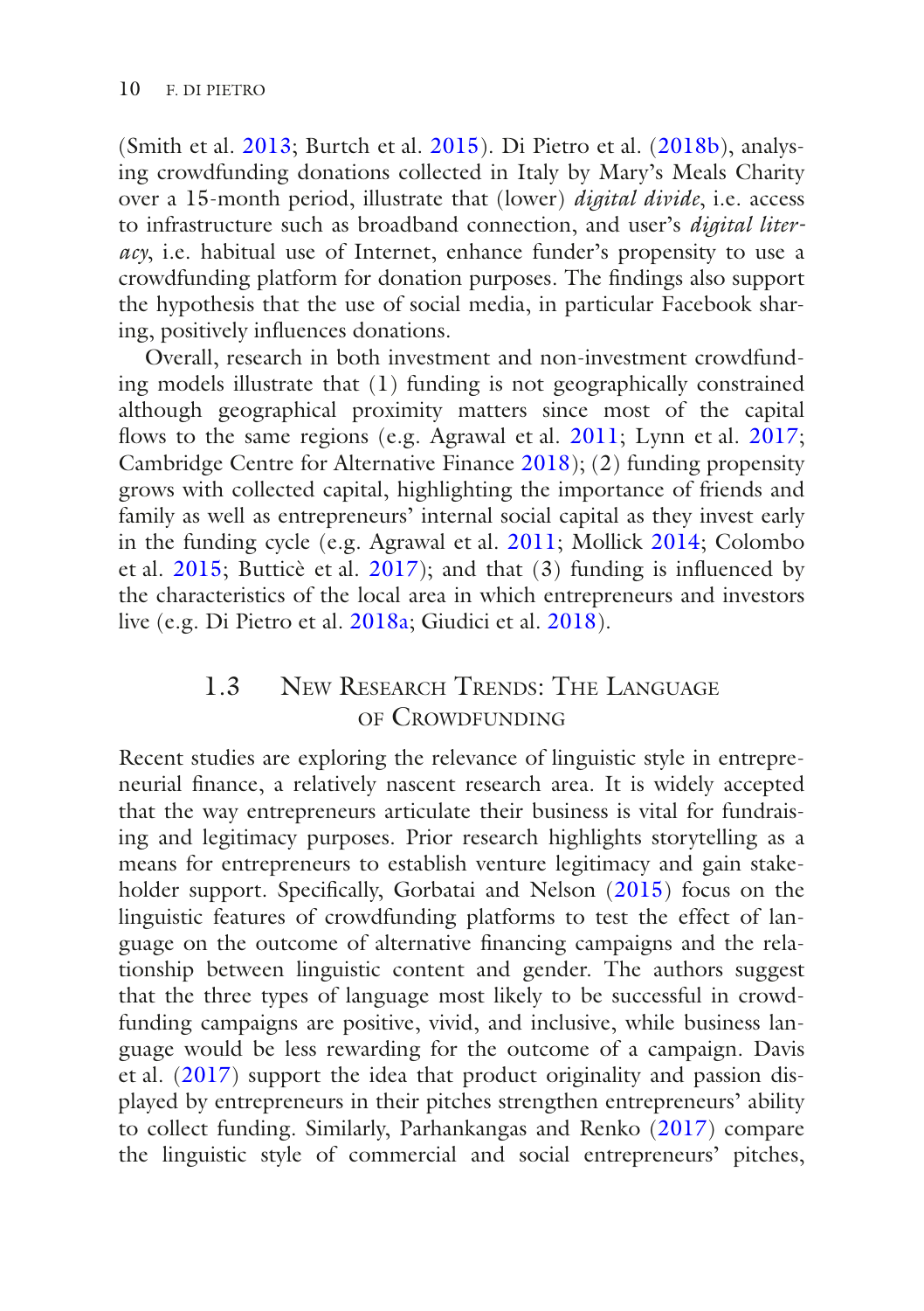(Smith et al. 2013; Burtch et al. 2015). Di Pietro et al. (2018b), analysing crowdfunding donations collected in Italy by Mary's Meals Charity over a 15-month period, illustrate that (lower) *digital divide*, i.e. access to infrastructure such as broadband connection, and user's *digital literacy*, i.e. habitual use of Internet, enhance funder's propensity to use a crowdfunding platform for donation purposes. The findings also support the hypothesis that the use of social media, in particular Facebook sharing, positively influences donations.

Overall, research in both investment and non-investment crowdfunding models illustrate that (1) funding is not geographically constrained although geographical proximity matters since most of the capital flows to the same regions (e.g. Agrawal et al. 2011; Lynn et al. 2017; Cambridge Centre for Alternative Finance 2018); (2) funding propensity grows with collected capital, highlighting the importance of friends and family as well as entrepreneurs' internal social capital as they invest early in the funding cycle (e.g. Agrawal et al. 2011; Mollick 2014; Colombo et al. 2015; Butticè et al. 2017); and that (3) funding is influenced by the characteristics of the local area in which entrepreneurs and investors live (e.g. Di Pietro et al. 2018a; Giudici et al. 2018).

## 1.3 New Research Trends: The Language of Crowdfunding

Recent studies are exploring the relevance of linguistic style in entrepreneurial finance, a relatively nascent research area. It is widely accepted that the way entrepreneurs articulate their business is vital for fundraising and legitimacy purposes. Prior research highlights storytelling as a means for entrepreneurs to establish venture legitimacy and gain stakeholder support. Specifically, Gorbatai and Nelson (2015) focus on the linguistic features of crowdfunding platforms to test the effect of language on the outcome of alternative financing campaigns and the relationship between linguistic content and gender. The authors suggest that the three types of language most likely to be successful in crowdfunding campaigns are positive, vivid, and inclusive, while business language would be less rewarding for the outcome of a campaign. Davis et al. (2017) support the idea that product originality and passion displayed by entrepreneurs in their pitches strengthen entrepreneurs' ability to collect funding. Similarly, Parhankangas and Renko (2017) compare the linguistic style of commercial and social entrepreneurs' pitches,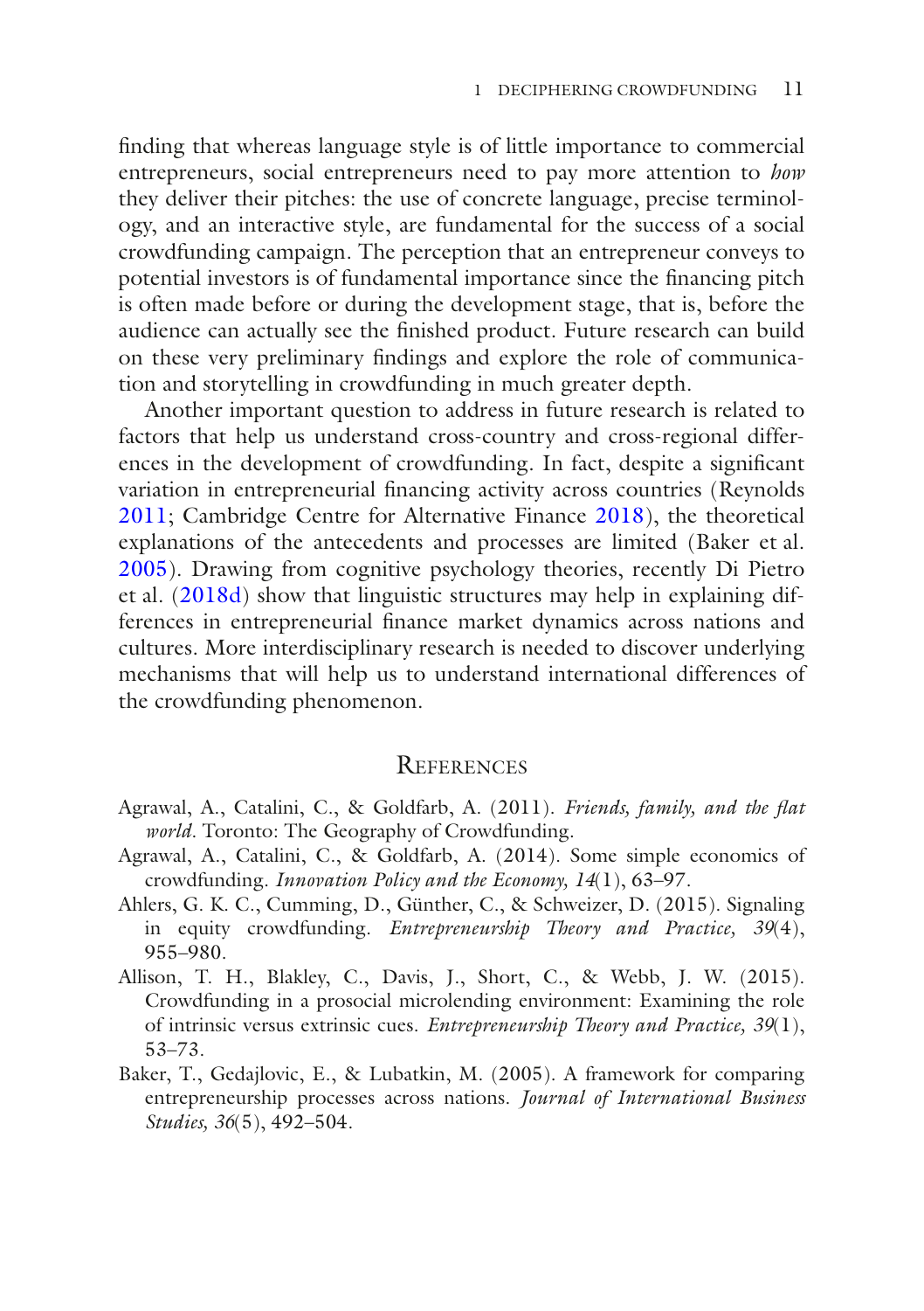finding that whereas language style is of little importance to commercial entrepreneurs, social entrepreneurs need to pay more attention to *how* they deliver their pitches: the use of concrete language, precise terminology, and an interactive style, are fundamental for the success of a social crowdfunding campaign. The perception that an entrepreneur conveys to potential investors is of fundamental importance since the financing pitch is often made before or during the development stage, that is, before the audience can actually see the finished product. Future research can build on these very preliminary findings and explore the role of communication and storytelling in crowdfunding in much greater depth.

Another important question to address in future research is related to factors that help us understand cross-country and cross-regional differences in the development of crowdfunding. In fact, despite a significant variation in entrepreneurial financing activity across countries (Reynolds 2011; Cambridge Centre for Alternative Finance 2018), the theoretical explanations of the antecedents and processes are limited (Baker et al. 2005). Drawing from cognitive psychology theories, recently Di Pietro et al. (2018d) show that linguistic structures may help in explaining differences in entrepreneurial finance market dynamics across nations and cultures. More interdisciplinary research is needed to discover underlying mechanisms that will help us to understand international differences of the crowdfunding phenomenon.

## References

Agrawal, A., Catalini, C., & Goldfarb, A. (2011). *Friends, family, and the flat world*. Toronto: The Geography of Crowdfunding.

Agrawal, A., Catalini, C., & Goldfarb, A. (2014). Some simple economics of crowdfunding. *Innovation Policy and the Economy, 14*(1), 63–97.

Ahlers, G. K. C., Cumming, D., Günther, C., & Schweizer, D. (2015). Signaling in equity crowdfunding. *Entrepreneurship Theory and Practice, 39*(4), 955–980.

Allison, T. H., Blakley, C., Davis, J., Short, C., & Webb, J. W. (2015). Crowdfunding in a prosocial microlending environment: Examining the role of intrinsic versus extrinsic cues. *Entrepreneurship Theory and Practice, 39*(1), 53–73.

Baker, T., Gedajlovic, E., & Lubatkin, M. (2005). A framework for comparing entrepreneurship processes across nations. *Journal of International Business Studies, 36*(5), 492–504.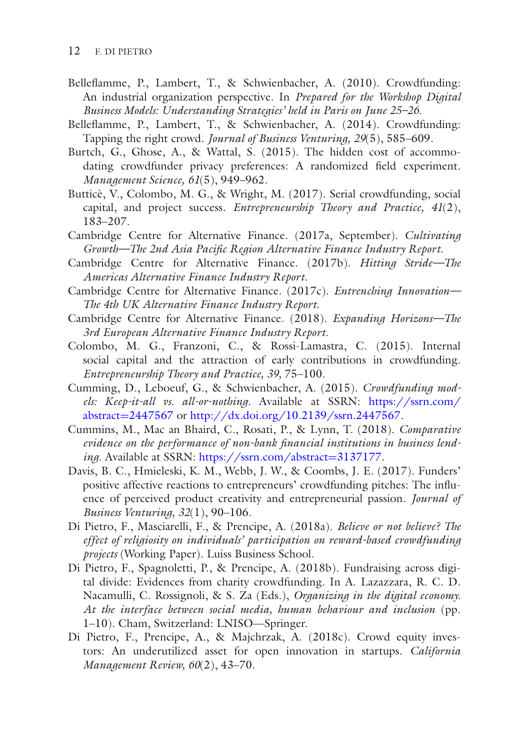Belleflamme, P., Lambert, T., & Schwienbacher, A. (2010). Crowdfunding: An industrial organization perspective. In *Prepared for the Workshop Digital Business Models: Understanding Strategies' held in Paris on June 25–26*.

Belleflamme, P., Lambert, T., & Schwienbacher, A. (2014). Crowdfunding: Tapping the right crowd. *Journal of Business Venturing, 29*(5), 585–609.

Burtch, G., Ghose, A., & Wattal, S. (2015). The hidden cost of accommodating crowdfunder privacy preferences: A randomized field experiment. *Management Science, 61*(5), 949–962.

Butticè, V., Colombo, M. G., & Wright, M. (2017). Serial crowdfunding, social capital, and project success. *Entrepreneurship Theory and Practice, 41*(2), 183–207.

Cambridge Centre for Alternative Finance. (2017a, September). *Cultivating Growth—The 2nd Asia Pacific Region Alternative Finance Industry Report*.

Cambridge Centre for Alternative Finance. (2017b). *Hitting Stride—The Americas Alternative Finance Industry Report*.

Cambridge Centre for Alternative Finance. (2017c). *Entrenching Innovation—The 4th UK Alternative Finance Industry Report*.

Cambridge Centre for Alternative Finance. (2018). *Expanding Horizons—The 3rd European Alternative Finance Industry Report*.

Colombo, M. G., Franzoni, C., & Rossi-Lamastra, C. (2015). Internal social capital and the attraction of early contributions in crowdfunding. *Entrepreneurship Theory and Practice, 39*, 75–100.

Cumming, D., Leboeuf, G., & Schwienbacher, A. (2015). *Crowdfunding models: Keep-it-all vs. all-or-nothing*. Available at SSRN: https://ssrn.com/abstract=2447567 or http://dx.doi.org/10.2139/ssrn.2447567.

Cummins, M., Mac an Bhaird, C., Rosati, P., & Lynn, T. (2018). *Comparative evidence on the performance of non-bank financial institutions in business lending*. Available at SSRN: https://ssrn.com/abstract=3137177.

Davis, B. C., Hmieleski, K. M., Webb, J. W., & Coombs, J. E. (2017). Funders' positive affective reactions to entrepreneurs' crowdfunding pitches: The influence of perceived product creativity and entrepreneurial passion. *Journal of Business Venturing, 32*(1), 90–106.

Di Pietro, F., Masciarelli, F., & Prencipe, A. (2018a). *Believe or not believe? The effect of religiosity on individuals' participation on reward-based crowdfunding projects* (Working Paper). Luiss Business School.

Di Pietro, F., Spagnoletti, P., & Prencipe, A. (2018b). Fundraising across digital divide: Evidences from charity crowdfunding. In A. Lazazzara, R. C. D. Nacamulli, C. Rossignoli, & S. Za (Eds.), *Organizing in the digital economy. At the interface between social media, human behaviour and inclusion* (pp. 1–10). Cham, Switzerland: LNISO—Springer.

Di Pietro, F., Prencipe, A., & Majchrzak, A. (2018c). Crowd equity investors: An underutilized asset for open innovation in startups. *California Management Review, 60*(2), 43–70.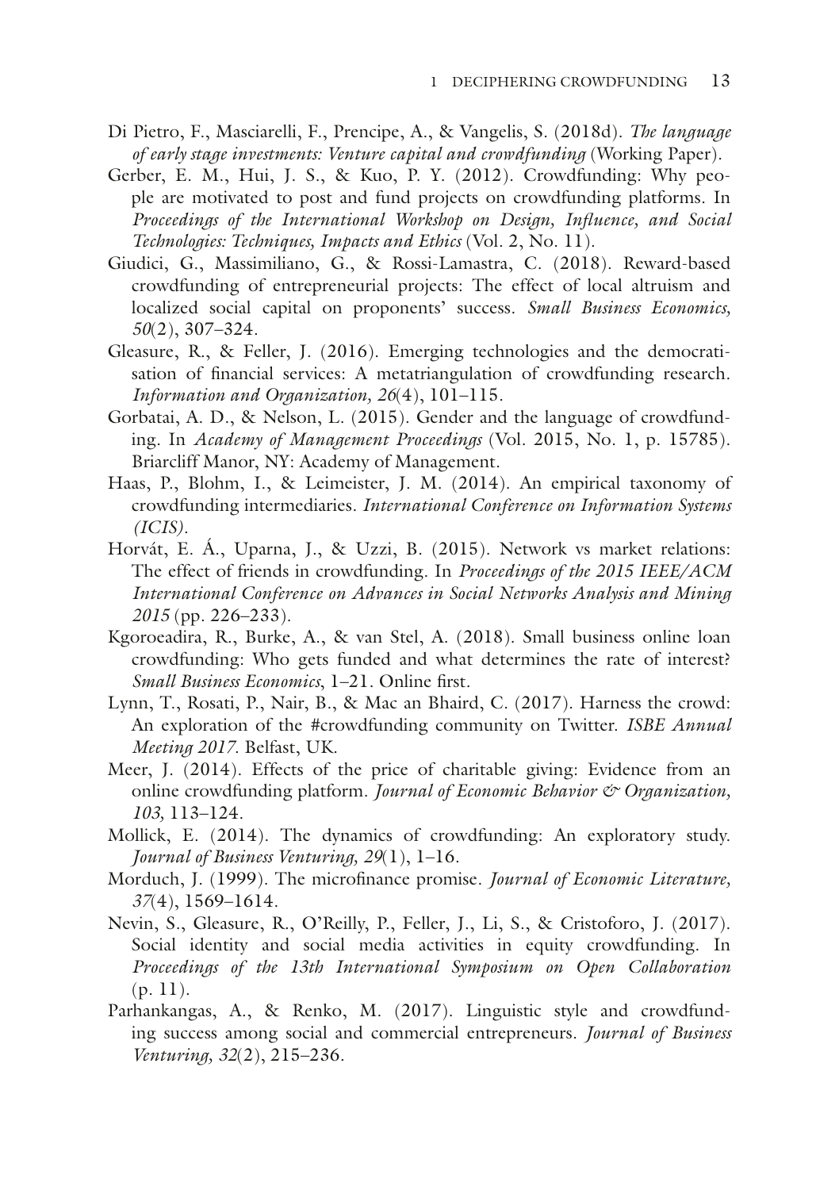Di Pietro, F., Masciarelli, F., Prencipe, A., & Vangelis, S. (2018d). *The language of early stage investments: Venture capital and crowdfunding* (Working Paper).

Gerber, E. M., Hui, J. S., & Kuo, P. Y. (2012). Crowdfunding: Why people are motivated to post and fund projects on crowdfunding platforms. In *Proceedings of the International Workshop on Design, Influence, and Social Technologies: Techniques, Impacts and Ethics* (Vol. 2, No. 11).

Giudici, G., Massimiliano, G., & Rossi-Lamastra, C. (2018). Reward-based crowdfunding of entrepreneurial projects: The effect of local altruism and localized social capital on proponents' success. *Small Business Economics, 50*(2), 307–324.

Gleasure, R., & Feller, J. (2016). Emerging technologies and the democratisation of financial services: A metatriangulation of crowdfunding research. *Information and Organization, 26*(4), 101–115.

Gorbatai, A. D., & Nelson, L. (2015). Gender and the language of crowdfunding. In *Academy of Management Proceedings* (Vol. 2015, No. 1, p. 15785). Briarcliff Manor, NY: Academy of Management.

Haas, P., Blohm, I., & Leimeister, J. M. (2014). An empirical taxonomy of crowdfunding intermediaries. *International Conference on Information Systems (ICIS)*.

Horvát, E. Á., Uparna, J., & Uzzi, B. (2015). Network vs market relations: The effect of friends in crowdfunding. In *Proceedings of the 2015 IEEE/ACM International Conference on Advances in Social Networks Analysis and Mining 2015* (pp. 226–233).

Kgoroeadira, R., Burke, A., & van Stel, A. (2018). Small business online loan crowdfunding: Who gets funded and what determines the rate of interest? *Small Business Economics*, 1–21. Online first.

Lynn, T., Rosati, P., Nair, B., & Mac an Bhaird, C. (2017). Harness the crowd: An exploration of the #crowdfunding community on Twitter. *ISBE Annual Meeting 2017*. Belfast, UK.

Meer, J. (2014). Effects of the price of charitable giving: Evidence from an online crowdfunding platform. *Journal of Economic Behavior & Organization, 103*, 113–124.

Mollick, E. (2014). The dynamics of crowdfunding: An exploratory study. *Journal of Business Venturing, 29*(1), 1–16.

Morduch, J. (1999). The microfinance promise. *Journal of Economic Literature, 37*(4), 1569–1614.

Nevin, S., Gleasure, R., O'Reilly, P., Feller, J., Li, S., & Cristoforo, J. (2017). Social identity and social media activities in equity crowdfunding. In *Proceedings of the 13th International Symposium on Open Collaboration* (p. 11).

Parhankangas, A., & Renko, M. (2017). Linguistic style and crowdfunding success among social and commercial entrepreneurs. *Journal of Business Venturing, 32*(2), 215–236.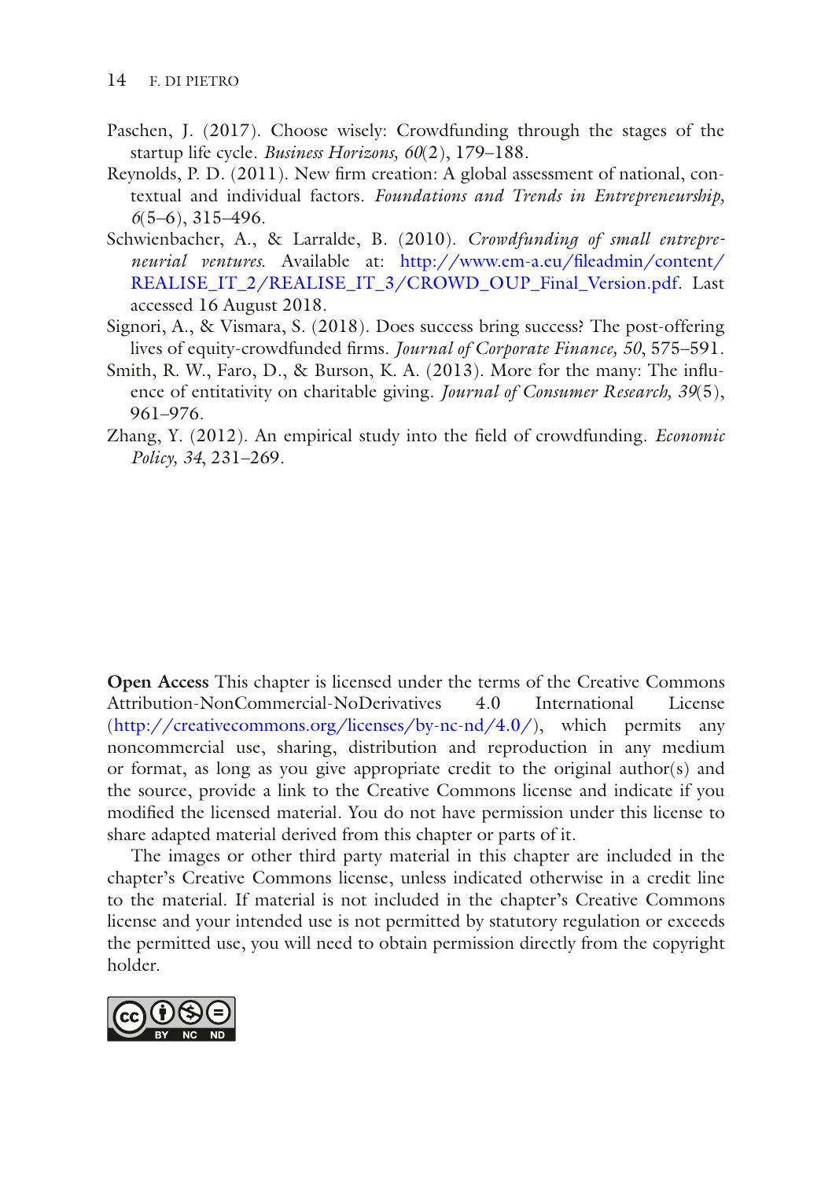Paschen, J. (2017). Choose wisely: Crowdfunding through the stages of the startup life cycle. *Business Horizons, 60*(2), 179–188.

Reynolds, P. D. (2011). New firm creation: A global assessment of national, contextual and individual factors. *Foundations and Trends in Entrepreneurship, 6*(5–6), 315–496.

Schwienbacher, A., & Larralde, B. (2010). *Crowdfunding of small entrepreneurial ventures*. Available at: http://www.em-a.eu/fileadmin/content/REALISE_IT_2/REALISE_IT_3/CROWD_OUP_Final_Version.pdf. Last accessed 16 August 2018.

Signori, A., & Vismara, S. (2018). Does success bring success? The post-offering lives of equity-crowdfunded firms. *Journal of Corporate Finance, 50*, 575–591.

Smith, R. W., Faro, D., & Burson, K. A. (2013). More for the many: The influence of entitativity on charitable giving. *Journal of Consumer Research, 39*(5), 961–976.

Zhang, Y. (2012). An empirical study into the field of crowdfunding. *Economic Policy, 34*, 231–269.

**Open Access** This chapter is licensed under the terms of the Creative Commons Attribution-NonCommercial-NoDerivatives 4.0 International License (http://creativecommons.org/licenses/by-nc-nd/4.0/), which permits any noncommercial use, sharing, distribution and reproduction in any medium or format, as long as you give appropriate credit to the original author(s) and the source, provide a link to the Creative Commons license and indicate if you modified the licensed material. You do not have permission under this license to share adapted material derived from this chapter or parts of it.

The images or other third party material in this chapter are included in the chapter's Creative Commons license, unless indicated otherwise in a credit line to the material. If material is not included in the chapter's Creative Commons license and your intended use is not permitted by statutory regulation or exceeds the permitted use, you will need to obtain permission directly from the copyright holder.